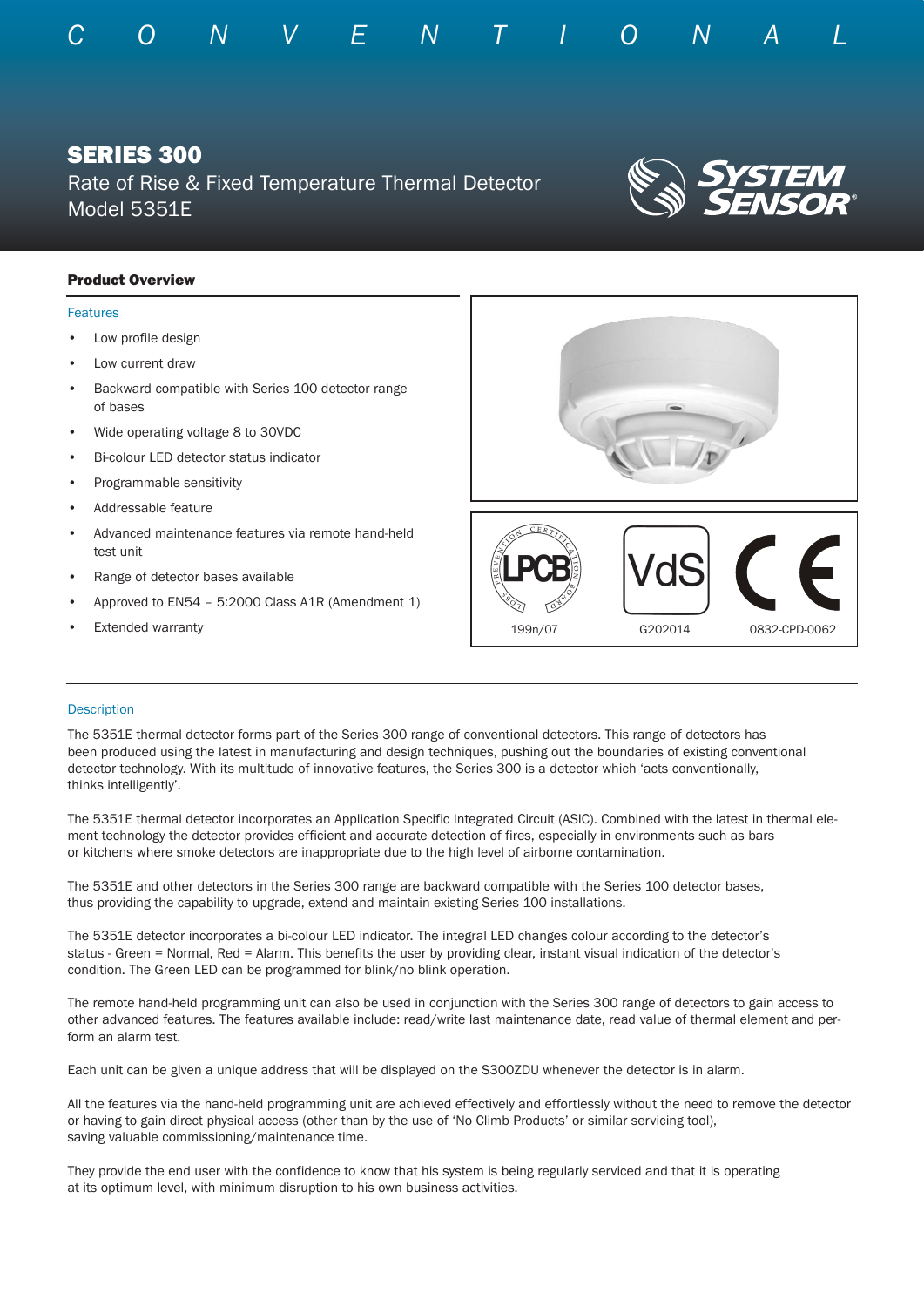C O N V E N T I O N A L

# SERIES 300

Rate of Rise & Fixed Temperature Thermal Detector
Model 5351E

## Product Overview

### Features

- Low profile design
- Low current draw
- Backward compatible with Series 100 detector range of bases
- Wide operating voltage 8 to 30VDC
- Bi-colour LED detector status indicator
- Programmable sensitivity
- Addressable feature
- Advanced maintenance features via remote hand-held test unit
- Range of detector bases available
- Approved to EN54 – 5:2000 Class A1R (Amendment 1)
- Extended warranty

LPCB 199n/07 | VdS G202014 | CE 0832-CPD-0062

### Description

The 5351E thermal detector forms part of the Series 300 range of conventional detectors. This range of detectors has been produced using the latest in manufacturing and design techniques, pushing out the boundaries of existing conventional detector technology. With its multitude of innovative features, the Series 300 is a detector which 'acts conventionally, thinks intelligently'.

The 5351E thermal detector incorporates an Application Specific Integrated Circuit (ASIC). Combined with the latest in thermal element technology the detector provides efficient and accurate detection of fires, especially in environments such as bars or kitchens where smoke detectors are inappropriate due to the high level of airborne contamination.

The 5351E and other detectors in the Series 300 range are backward compatible with the Series 100 detector bases, thus providing the capability to upgrade, extend and maintain existing Series 100 installations.

The 5351E detector incorporates a bi-colour LED indicator. The integral LED changes colour according to the detector's status - Green = Normal, Red = Alarm. This benefits the user by providing clear, instant visual indication of the detector's condition. The Green LED can be programmed for blink/no blink operation.

The remote hand-held programming unit can also be used in conjunction with the Series 300 range of detectors to gain access to other advanced features. The features available include: read/write last maintenance date, read value of thermal element and perform an alarm test.

Each unit can be given a unique address that will be displayed on the S300ZDU whenever the detector is in alarm.

All the features via the hand-held programming unit are achieved effectively and effortlessly without the need to remove the detector or having to gain direct physical access (other than by the use of 'No Climb Products' or similar servicing tool), saving valuable commissioning/maintenance time.

They provide the end user with the confidence to know that his system is being regularly serviced and that it is operating at its optimum level, with minimum disruption to his own business activities.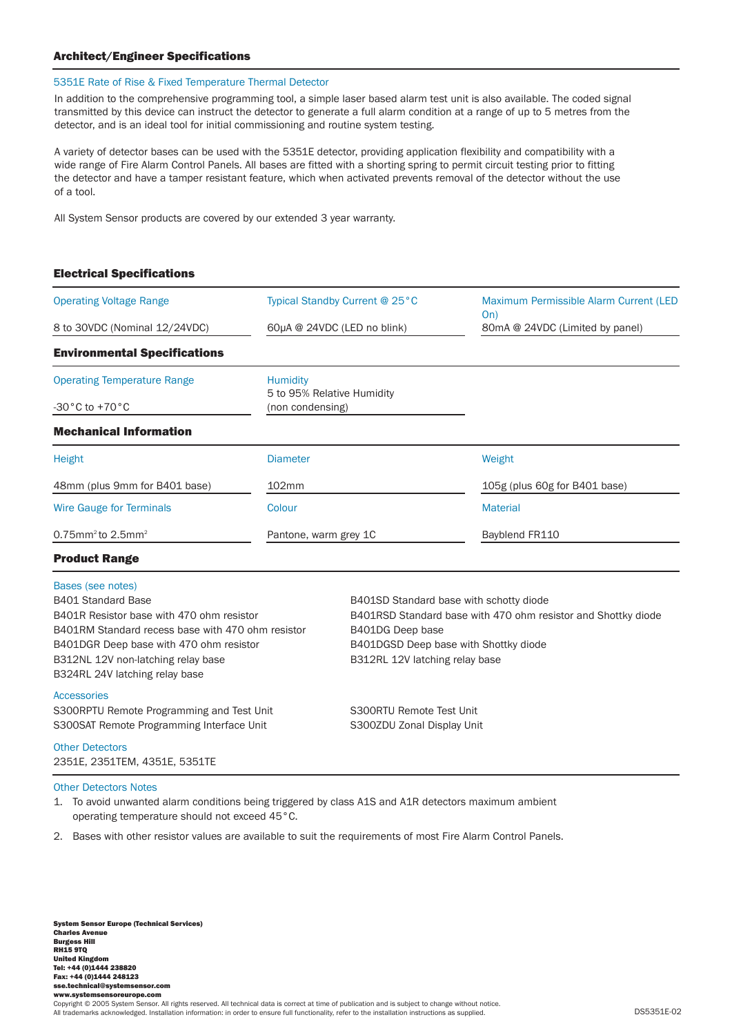## Architect/Engineer Specifications

5351E Rate of Rise & Fixed Temperature Thermal Detector

In addition to the comprehensive programming tool, a simple laser based alarm test unit is also available. The coded signal transmitted by this device can instruct the detector to generate a full alarm condition at a range of up to 5 metres from the detector, and is an ideal tool for initial commissioning and routine system testing.

A variety of detector bases can be used with the 5351E detector, providing application flexibility and compatibility with a wide range of Fire Alarm Control Panels. All bases are fitted with a shorting spring to permit circuit testing prior to fitting the detector and have a tamper resistant feature, which when activated prevents removal of the detector without the use of a tool.

All System Sensor products are covered by our extended 3 year warranty.

## Electrical Specifications

| Operating Voltage Range | Typical Standby Current @ 25°C | Maximum Permissible Alarm Current (LED On) |
|---|---|---|
| 8 to 30VDC (Nominal 12/24VDC) | 60µA @ 24VDC (LED no blink) | 80mA @ 24VDC (Limited by panel) |

## Environmental Specifications

| Operating Temperature Range | Humidity |
|---|---|
| -30°C to +70°C | 5 to 95% Relative Humidity (non condensing) |

## Mechanical Information

| Height | Diameter | Weight |
|---|---|---|
| 48mm (plus 9mm for B401 base) | 102mm | 105g (plus 60g for B401 base) |
| **Wire Gauge for Terminals** | **Colour** | **Material** |
| $0.75mm^2$ to $2.5mm^2$ | Pantone, warm grey 1C | Bayblend FR110 |

## Product Range

Bases (see notes)

B401 Standard Base
B401R Resistor base with 470 ohm resistor
B401RM Standard recess base with 470 ohm resistor
B401DGR Deep base with 470 ohm resistor
B312NL 12V non-latching relay base
B324RL 24V latching relay base
B401SD Standard base with schotty diode
B401RSD Standard base with 470 ohm resistor and Shottky diode
B401DG Deep base
B401DGSD Deep base with Shottky diode
B312RL 12V latching relay base

Accessories

S300RPTU Remote Programming and Test Unit
S300SAT Remote Programming Interface Unit
S300RTU Remote Test Unit
S300ZDU Zonal Display Unit

Other Detectors

2351E, 2351TEM, 4351E, 5351TE

Other Detectors Notes

1. To avoid unwanted alarm conditions being triggered by class A1S and A1R detectors maximum ambient operating temperature should not exceed 45°C.
2. Bases with other resistor values are available to suit the requirements of most Fire Alarm Control Panels.

**System Sensor Europe (Technical Services)**
**Charles Avenue**
**Burgess Hill**
**RH15 9TQ**
**United Kingdom**
**Tel: +44 (0)1444 238820**
**Fax: +44 (0)1444 248123**
**sse.technical@systemsensor.com**
**www.systemsensoreurope.com**

Copyright © 2005 System Sensor. All rights reserved. All technical data is correct at time of publication and is subject to change without notice.
All trademarks acknowledged. Installation information: in order to ensure full functionality, refer to the installation instructions as supplied.

DS5351E-02